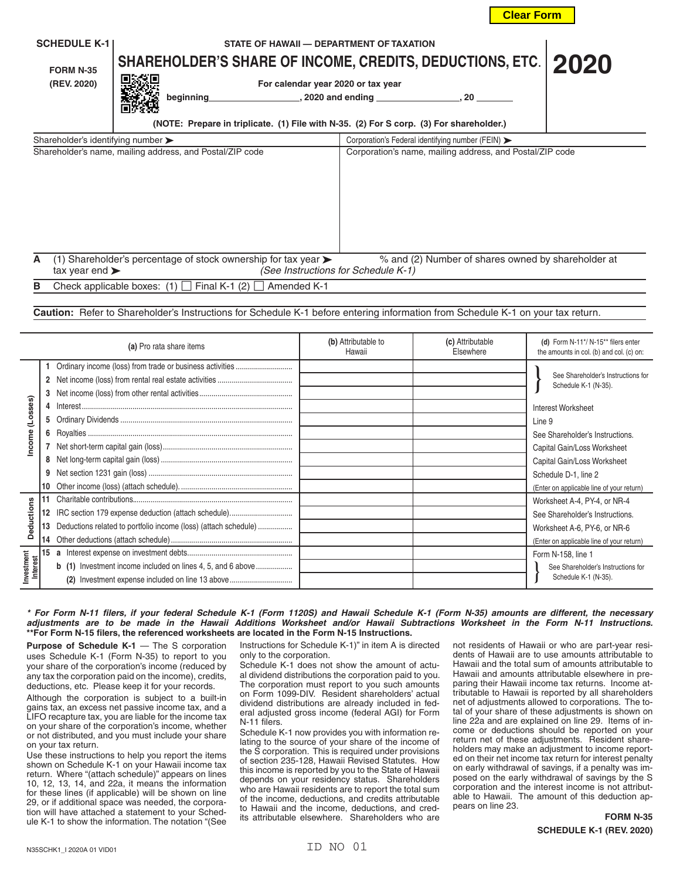Clear Form

**SCHEDULE K-1**

**FORM N-35**

**(REV. 2020)**

**STATE OF HAWAII — DEPARTMENT OF TAXATION**

# SHAREHOLDER'S SHARE OF INCOME, CREDITS, DEDUCTIONS, ETC.

# 2020

**For calendar year 2020 or tax year**

**beginning_________________, 2020 and ending _________________, 20 ________**

**(NOTE: Prepare in triplicate. (1) File with N-35. (2) For S corp. (3) For shareholder.)**

| | |
|---|---|
| Shareholder's identifying number ➤ | Corporation's Federal identifying number (FEIN) ➤ |
| Shareholder's name, mailing address, and Postal/ZIP code | Corporation's name, mailing address, and Postal/ZIP code |

**A** (1) Shareholder's percentage of stock ownership for tax year ➤ % and (2) Number of shares owned by shareholder at tax year end ➤ *(See Instructions for Schedule K-1)*

**B** Check applicable boxes: (1) ☐ Final K-1 (2) ☐ Amended K-1

**Caution:** Refer to Shareholder's Instructions for Schedule K-1 before entering information from Schedule K-1 on your tax return.

| | (a) Pro rata share items | (b) Attributable to Hawaii | (c) Attributable Elsewhere | (d) Form N-11*/ N-15** filers enter the amounts in col. (b) and col. (c) on: |
|---|---|---|---|---|
| Income (Losses) | 1 Ordinary income (loss) from trade or business activities | | | See Shareholder's Instructions for Schedule K-1 (N-35). |
| | 2 Net income (loss) from rental real estate activities | | | |
| | 3 Net income (loss) from other rental activities | | | |
| | 4 Interest | | | Interest Worksheet |
| | 5 Ordinary Dividends | | | Line 9 |
| | 6 Royalties | | | See Shareholder's Instructions. |
| | 7 Net short-term capital gain (loss) | | | Capital Gain/Loss Worksheet |
| | 8 Net long-term capital gain (loss) | | | Capital Gain/Loss Worksheet |
| | 9 Net section 1231 gain (loss) | | | Schedule D-1, line 2 |
| | 10 Other income (loss) (attach schedule). | | | (Enter on applicable line of your return) |
| Deductions | 11 Charitable contributions | | | Worksheet A-4, PY-4, or NR-4 |
| | 12 IRC section 179 expense deduction (attach schedule) | | | See Shareholder's Instructions. |
| | 13 Deductions related to portfolio income (loss) (attach schedule) | | | Worksheet A-6, PY-6, or NR-6 |
| | 14 Other deductions (attach schedule) | | | (Enter on applicable line of your return) |
| Investment Interest | 15 a Interest expense on investment debts | | | Form N-158, line 1 |
| | b (1) Investment income included on lines 4, 5, and 6 above | | | See Shareholder's Instructions for Schedule K-1 (N-35). |
| | (2) Investment expense included on line 13 above | | | |

***\* For Form N-11 filers, if your federal Schedule K-1 (Form 1120S) and Hawaii Schedule K-1 (Form N-35) amounts are different, the necessary adjustments are to be made in the Hawaii Additions Worksheet and/or Hawaii Subtractions Worksheet in the Form N-11 Instructions.***
**\*\*For Form N-15 filers, the referenced worksheets are located in the Form N-15 Instructions.**

**Purpose of Schedule K-1** — The S corporation uses Schedule K-1 (Form N-35) to report to you your share of the corporation's income (reduced by any tax the corporation paid on the income), credits, deductions, etc. Please keep it for your records.

Although the corporation is subject to a built-in gains tax, an excess net passive income tax, and a LIFO recapture tax, you are liable for the income tax on your share of the corporation's income, whether or not distributed, and you must include your share on your tax return.

Use these instructions to help you report the items shown on Schedule K-1 on your Hawaii income tax return. Where "(attach schedule)" appears on lines 10, 12, 13, 14, and 22a, it means the information for these lines (if applicable) will be shown on line 29, or if additional space was needed, the corporation will have attached a statement to your Schedule K-1 to show the information. The notation "(See Instructions for Schedule K-1)" in item A is directed only to the corporation.

Schedule K-1 does not show the amount of actual dividend distributions the corporation paid to you. The corporation must report to you such amounts on Form 1099-DIV. Resident shareholders' actual dividend distributions are already included in federal adjusted gross income (federal AGI) for Form N-11 filers.

Schedule K-1 now provides you with information relating to the source of your share of the income of the S corporation. This is required under provisions of section 235-128, Hawaii Revised Statutes. How this income is reported by you to the State of Hawaii depends on your residency status. Shareholders who are Hawaii residents are to report the total sum of the income, deductions, and credits attributable to Hawaii and the income, deductions, and credits attributable elsewhere. Shareholders who are not residents of Hawaii or who are part-year residents of Hawaii are to use amounts attributable to Hawaii and the total sum of amounts attributable to Hawaii and amounts attributable elsewhere in preparing their Hawaii income tax returns. Income attributable to Hawaii is reported by all shareholders net of adjustments allowed to corporations. The total of your share of these adjustments is shown on line 22a and are explained on line 29. Items of income or deductions should be reported on your return net of these adjustments. Resident shareholders may make an adjustment to income reported on their net income tax return for interest penalty on early withdrawal of savings, if a penalty was imposed on the early withdrawal of savings by the S corporation and the interest income is not attributable to Hawaii. The amount of this deduction appears on line 23.

**FORM N-35**
**SCHEDULE K-1 (REV. 2020)**

N35SCHK1_I 2020A 01 VID01

ID NO 01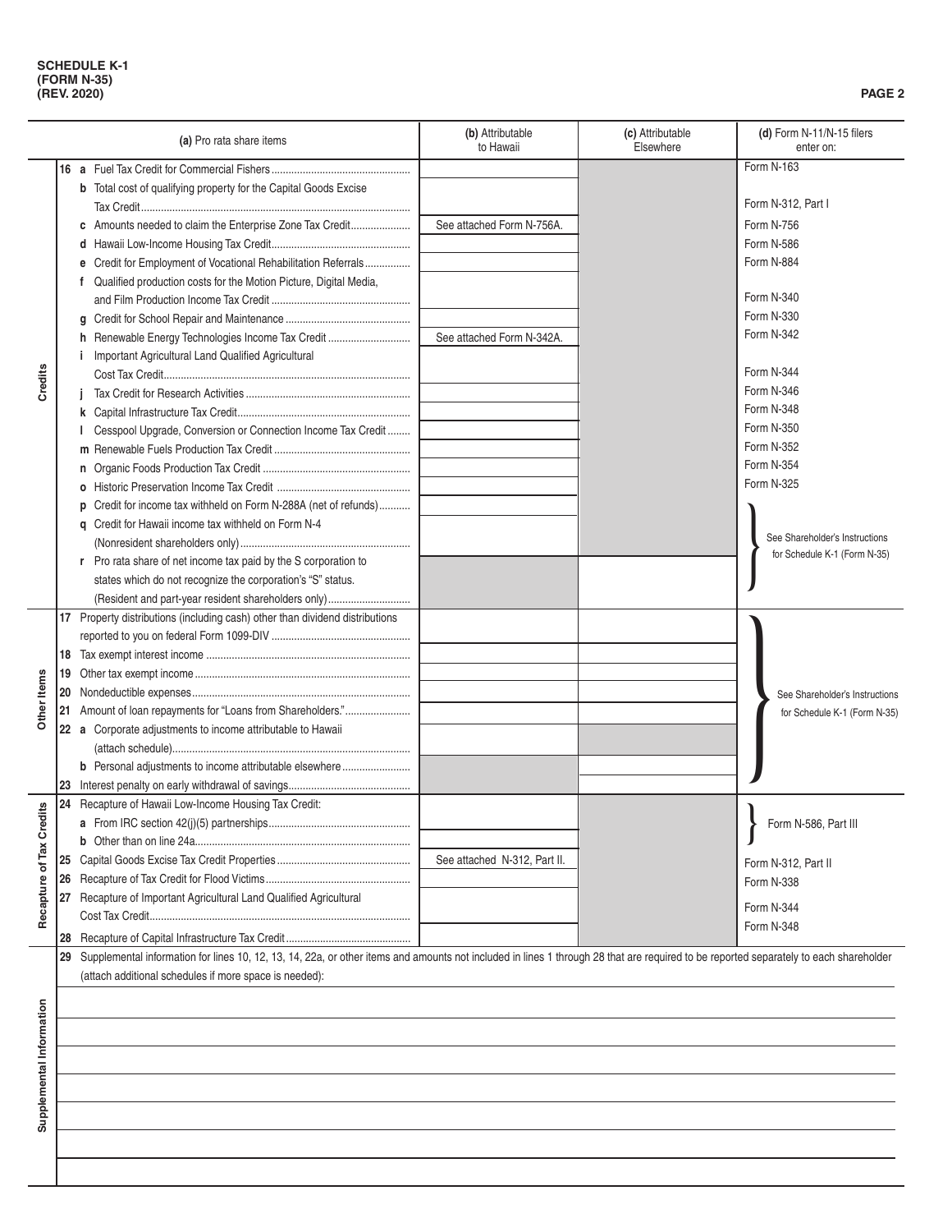**SCHEDULE K-1**
**(FORM N-35)**
**(REV. 2020)**

| | (a) Pro rata share items | (b) Attributable to Hawaii | (c) Attributable Elsewhere | (d) Form N-11/N-15 filers enter on: |
|---|---|---|---|---|
| Credits | 16 a Fuel Tax Credit for Commercial Fishers | | | Form N-163 |
| | b Total cost of qualifying property for the Capital Goods Excise Tax Credit | | | Form N-312, Part I |
| | c Amounts needed to claim the Enterprise Zone Tax Credit | See attached Form N-756A. | | Form N-756 |
| | d Hawaii Low-Income Housing Tax Credit | | | Form N-586 |
| | e Credit for Employment of Vocational Rehabilitation Referrals | | | Form N-884 |
| | f Qualified production costs for the Motion Picture, Digital Media, and Film Production Income Tax Credit | | | Form N-340 |
| | g Credit for School Repair and Maintenance | | | Form N-330 |
| | h Renewable Energy Technologies Income Tax Credit | See attached Form N-342A. | | Form N-342 |
| | i Important Agricultural Land Qualified Agricultural Cost Tax Credit | | | Form N-344 |
| | j Tax Credit for Research Activities | | | Form N-346 |
| | k Capital Infrastructure Tax Credit | | | Form N-348 |
| | l Cesspool Upgrade, Conversion or Connection Income Tax Credit | | | Form N-350 |
| | m Renewable Fuels Production Tax Credit | | | Form N-352 |
| | n Organic Foods Production Tax Credit | | | Form N-354 |
| | o Historic Preservation Income Tax Credit | | | Form N-325 |
| | p Credit for income tax withheld on Form N-288A (net of refunds) | | | See Shareholder's Instructions for Schedule K-1 (Form N-35) |
| | q Credit for Hawaii income tax withheld on Form N-4 (Nonresident shareholders only) | | | |
| | r Pro rata share of net income tax paid by the S corporation to states which do not recognize the corporation's "S" status. (Resident and part-year resident shareholders only) | | | |
| Other Items | 17 Property distributions (including cash) other than dividend distributions reported to you on federal Form 1099-DIV | | | See Shareholder's Instructions for Schedule K-1 (Form N-35) |
| | 18 Tax exempt interest income | | | |
| | 19 Other tax exempt income | | | |
| | 20 Nondeductible expenses | | | |
| | 21 Amount of loan repayments for "Loans from Shareholders." | | | |
| | 22 a Corporate adjustments to income attributable to Hawaii (attach schedule) | | | |
| | b Personal adjustments to income attributable elsewhere | | | |
| | 23 Interest penalty on early withdrawal of savings | | | |
| Recapture of Tax Credits | 24 Recapture of Hawaii Low-Income Housing Tax Credit: | | | |
| | a From IRC section 42(j)(5) partnerships | | | Form N-586, Part III |
| | b Other than on line 24a | | | |
| | 25 Capital Goods Excise Tax Credit Properties | See attached N-312, Part II. | | Form N-312, Part II |
| | 26 Recapture of Tax Credit for Flood Victims | | | Form N-338 |
| | 27 Recapture of Important Agricultural Land Qualified Agricultural Cost Tax Credit | | | Form N-344 |
| | 28 Recapture of Capital Infrastructure Tax Credit | | | Form N-348 |

**Supplemental Information**

29 Supplemental information for lines 10, 12, 13, 14, 22a, or other items and amounts not included in lines 1 through 28 that are required to be reported separately to each shareholder (attach additional schedules if more space is needed):